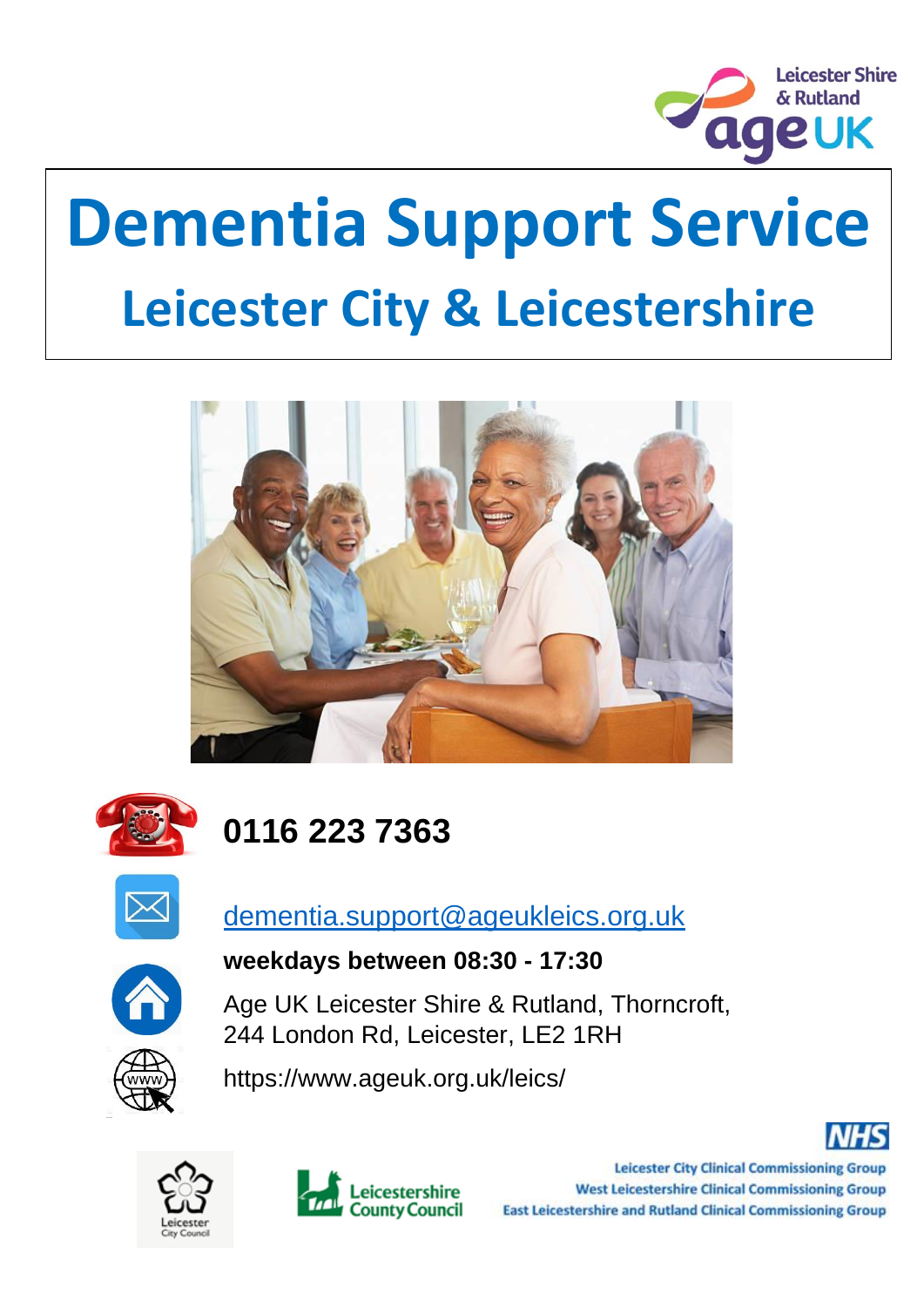Leicester Shire & Rutland ageUK

# Dementia Support Service

## Leicester City & Leicestershire

**0116 223 7363**

dementia.support@ageukleics.org.uk

**weekdays between 08:30 - 17:30**

Age UK Leicester Shire & Rutland, Thorncroft, 244 London Rd, Leicester, LE2 1RH

https://www.ageuk.org.uk/leics/

Leicester City Council

Leicestershire County Council

NHS
Leicester City Clinical Commissioning Group
West Leicestershire Clinical Commissioning Group
East Leicestershire and Rutland Clinical Commissioning Group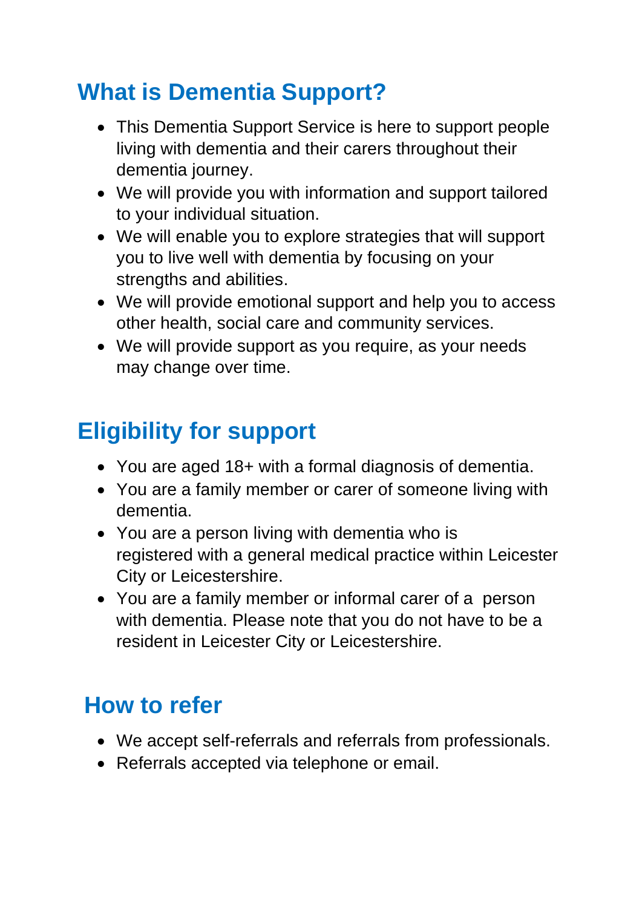## What is Dementia Support?

- This Dementia Support Service is here to support people living with dementia and their carers throughout their dementia journey.
- We will provide you with information and support tailored to your individual situation.
- We will enable you to explore strategies that will support you to live well with dementia by focusing on your strengths and abilities.
- We will provide emotional support and help you to access other health, social care and community services.
- We will provide support as you require, as your needs may change over time.

## Eligibility for support

- You are aged 18+ with a formal diagnosis of dementia.
- You are a family member or carer of someone living with dementia.
- You are a person living with dementia who is registered with a general medical practice within Leicester City or Leicestershire.
- You are a family member or informal carer of a person with dementia. Please note that you do not have to be a resident in Leicester City or Leicestershire.

## How to refer

- We accept self-referrals and referrals from professionals.
- Referrals accepted via telephone or email.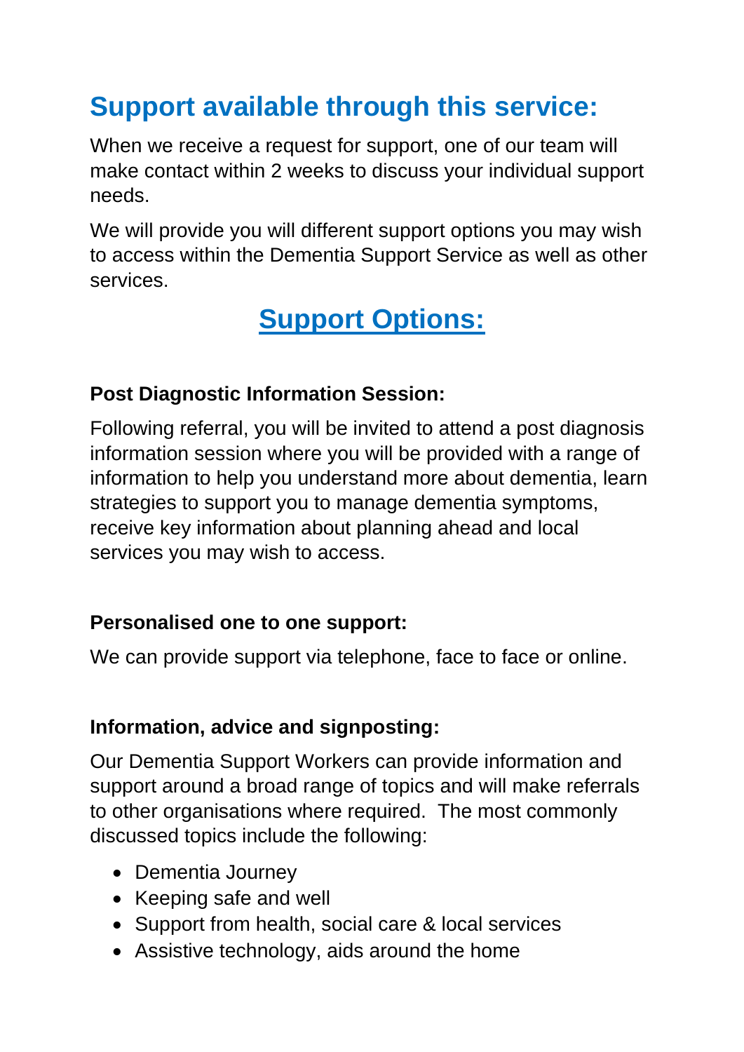## Support available through this service:

When we receive a request for support, one of our team will make contact within 2 weeks to discuss your individual support needs.

We will provide you will different support options you may wish to access within the Dementia Support Service as well as other services.

## Support Options:

**Post Diagnostic Information Session:**

Following referral, you will be invited to attend a post diagnosis information session where you will be provided with a range of information to help you understand more about dementia, learn strategies to support you to manage dementia symptoms, receive key information about planning ahead and local services you may wish to access.

**Personalised one to one support:**

We can provide support via telephone, face to face or online.

**Information, advice and signposting:**

Our Dementia Support Workers can provide information and support around a broad range of topics and will make referrals to other organisations where required. The most commonly discussed topics include the following:

- Dementia Journey
- Keeping safe and well
- Support from health, social care & local services
- Assistive technology, aids around the home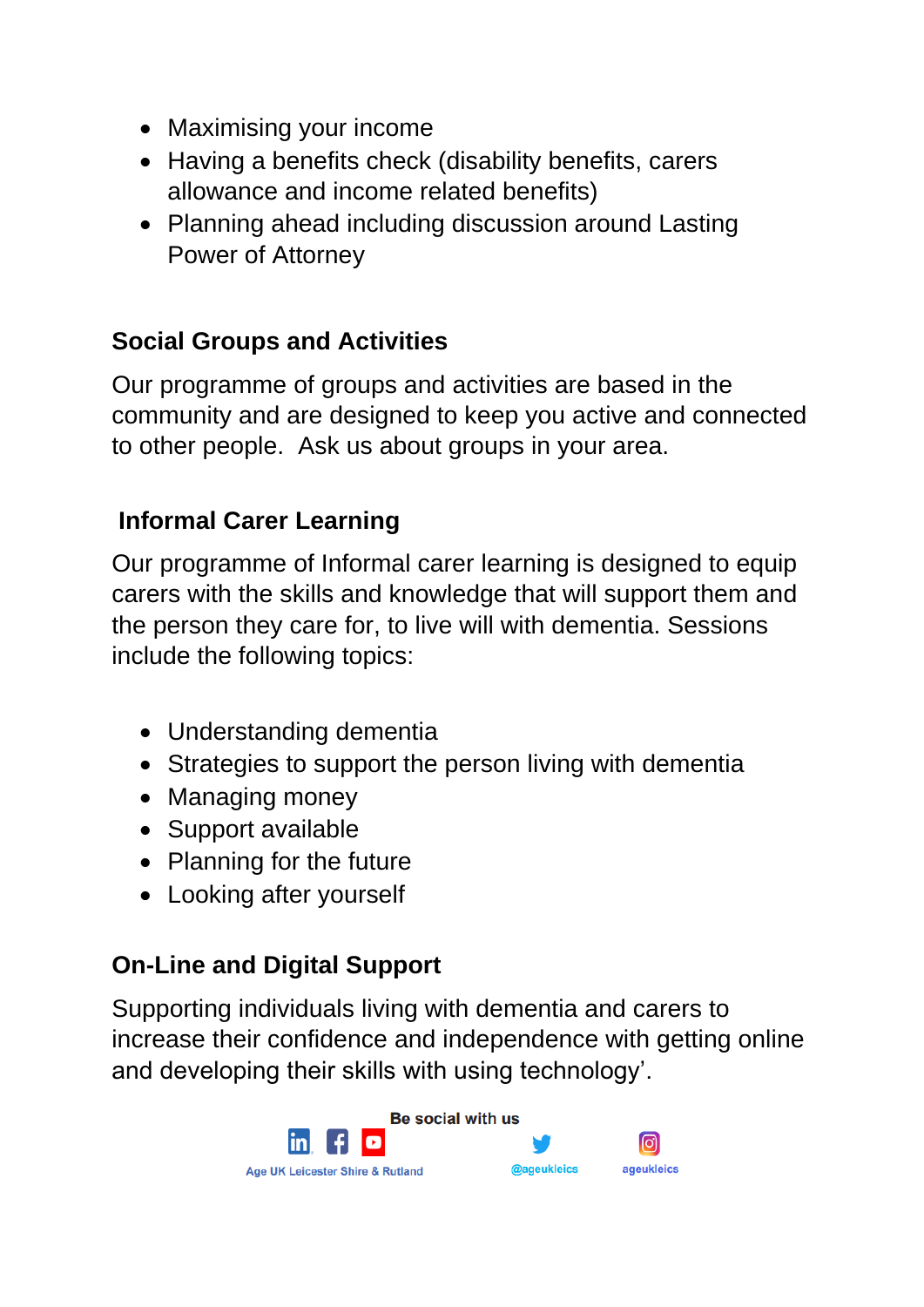- Maximising your income
- Having a benefits check (disability benefits, carers allowance and income related benefits)
- Planning ahead including discussion around Lasting Power of Attorney

## Social Groups and Activities

Our programme of groups and activities are based in the community and are designed to keep you active and connected to other people. Ask us about groups in your area.

## Informal Carer Learning

Our programme of Informal carer learning is designed to equip carers with the skills and knowledge that will support them and the person they care for, to live will with dementia. Sessions include the following topics:

- Understanding dementia
- Strategies to support the person living with dementia
- Managing money
- Support available
- Planning for the future
- Looking after yourself

## On-Line and Digital Support

Supporting individuals living with dementia and carers to increase their confidence and independence with getting online and developing their skills with using technology'.

**Be social with us**

Age UK Leicester Shire & Rutland

@ageukleics

ageukleics